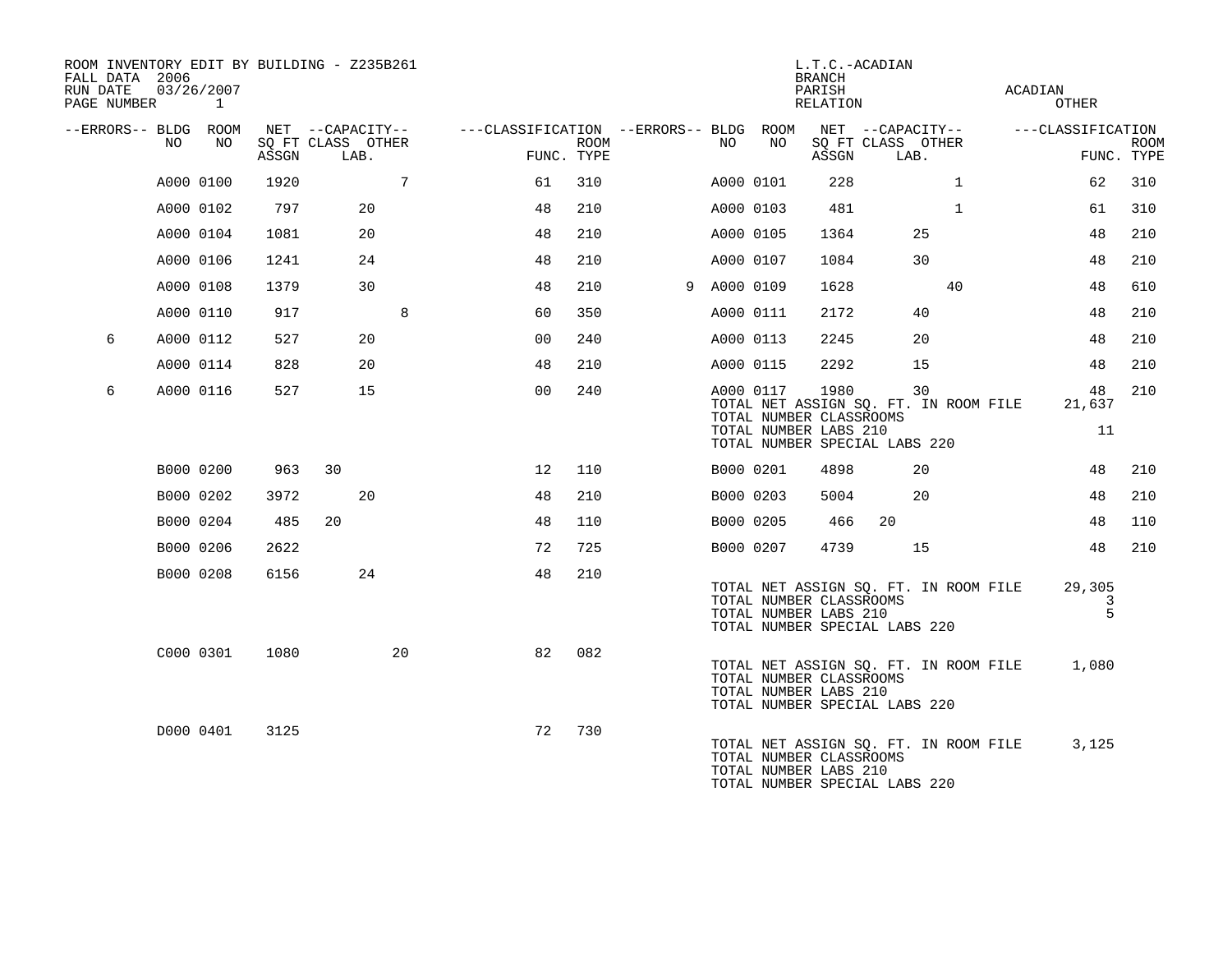ROOM INVENTORY EDIT BY BUILDING - Z235B261
FALL DATA 2006
RUN DATE 03/26/2007
PAGE NUMBER 1

L.T.C.-ACADIAN
BRANCH
PARISH ACADIAN
RELATION OTHER

| --ERRORS-- | BLDG NO | ROOM NO | NET SQ FT ASSGN | CAPACITY CLASS | CAPACITY LAB. | CAPACITY OTHER | CLASSIFICATION FUNC. | ROOM TYPE | --ERRORS-- | BLDG NO | ROOM NO | NET SQ FT ASSGN | CAPACITY CLASS | CAPACITY LAB. | CAPACITY OTHER | CLASSIFICATION FUNC. | ROOM TYPE |
|---|---|---|---|---|---|---|---|---|---|---|---|---|---|---|---|---|---|
| | A000 | 0100 | 1920 | | | 7 | 61 | 310 | | A000 | 0101 | 228 | | | 1 | 62 | 310 |
| | A000 | 0102 | 797 | | 20 | | 48 | 210 | | A000 | 0103 | 481 | | | 1 | 61 | 310 |
| | A000 | 0104 | 1081 | | 20 | | 48 | 210 | | A000 | 0105 | 1364 | | 25 | | 48 | 210 |
| | A000 | 0106 | 1241 | | 24 | | 48 | 210 | | A000 | 0107 | 1084 | | 30 | | 48 | 210 |
| | A000 | 0108 | 1379 | | 30 | | 48 | 210 | 9 | A000 | 0109 | 1628 | | | 40 | 48 | 610 |
| | A000 | 0110 | 917 | | | 8 | 60 | 350 | | A000 | 0111 | 2172 | | 40 | | 48 | 210 |
| 6 | A000 | 0112 | 527 | | 20 | | 00 | 240 | | A000 | 0113 | 2245 | | 20 | | 48 | 210 |
| | A000 | 0114 | 828 | | 20 | | 48 | 210 | | A000 | 0115 | 2292 | | 15 | | 48 | 210 |
| 6 | A000 | 0116 | 527 | | 15 | | 00 | 240 | | A000 | 0117 | 1980 | | 30 | | 48 | 210 |

TOTAL NET ASSIGN SQ. FT. IN ROOM FILE 21,637
TOTAL NUMBER CLASSROOMS
TOTAL NUMBER LABS 210 11
TOTAL NUMBER SPECIAL LABS 220

| --ERRORS-- | BLDG NO | ROOM NO | NET SQ FT ASSGN | CAPACITY CLASS | CAPACITY LAB. | CAPACITY OTHER | CLASSIFICATION FUNC. | ROOM TYPE | --ERRORS-- | BLDG NO | ROOM NO | NET SQ FT ASSGN | CAPACITY CLASS | CAPACITY LAB. | CAPACITY OTHER | CLASSIFICATION FUNC. | ROOM TYPE |
|---|---|---|---|---|---|---|---|---|---|---|---|---|---|---|---|---|---|
| | B000 | 0200 | 963 | 30 | | | 12 | 110 | | B000 | 0201 | 4898 | | 20 | | 48 | 210 |
| | B000 | 0202 | 3972 | | 20 | | 48 | 210 | | B000 | 0203 | 5004 | | 20 | | 48 | 210 |
| | B000 | 0204 | 485 | 20 | | | 48 | 110 | | B000 | 0205 | 466 | 20 | | | 48 | 110 |
| | B000 | 0206 | 2622 | | | | 72 | 725 | | B000 | 0207 | 4739 | | 15 | | 48 | 210 |
| | B000 | 0208 | 6156 | | 24 | | 48 | 210 | | | | | | | | | |

TOTAL NET ASSIGN SQ. FT. IN ROOM FILE 29,305
TOTAL NUMBER CLASSROOMS 3
TOTAL NUMBER LABS 210 5
TOTAL NUMBER SPECIAL LABS 220

| --ERRORS-- | BLDG NO | ROOM NO | NET SQ FT ASSGN | CAPACITY CLASS | CAPACITY LAB. | CAPACITY OTHER | CLASSIFICATION FUNC. | ROOM TYPE |
|---|---|---|---|---|---|---|---|---|
| | C000 | 0301 | 1080 | | | 20 | 82 | 082 |

TOTAL NET ASSIGN SQ. FT. IN ROOM FILE 1,080
TOTAL NUMBER CLASSROOMS
TOTAL NUMBER LABS 210
TOTAL NUMBER SPECIAL LABS 220

| --ERRORS-- | BLDG NO | ROOM NO | NET SQ FT ASSGN | CAPACITY CLASS | CAPACITY LAB. | CAPACITY OTHER | CLASSIFICATION FUNC. | ROOM TYPE |
|---|---|---|---|---|---|---|---|---|
| | D000 | 0401 | 3125 | | | | 72 | 730 |

TOTAL NET ASSIGN SQ. FT. IN ROOM FILE 3,125
TOTAL NUMBER CLASSROOMS
TOTAL NUMBER LABS 210
TOTAL NUMBER SPECIAL LABS 220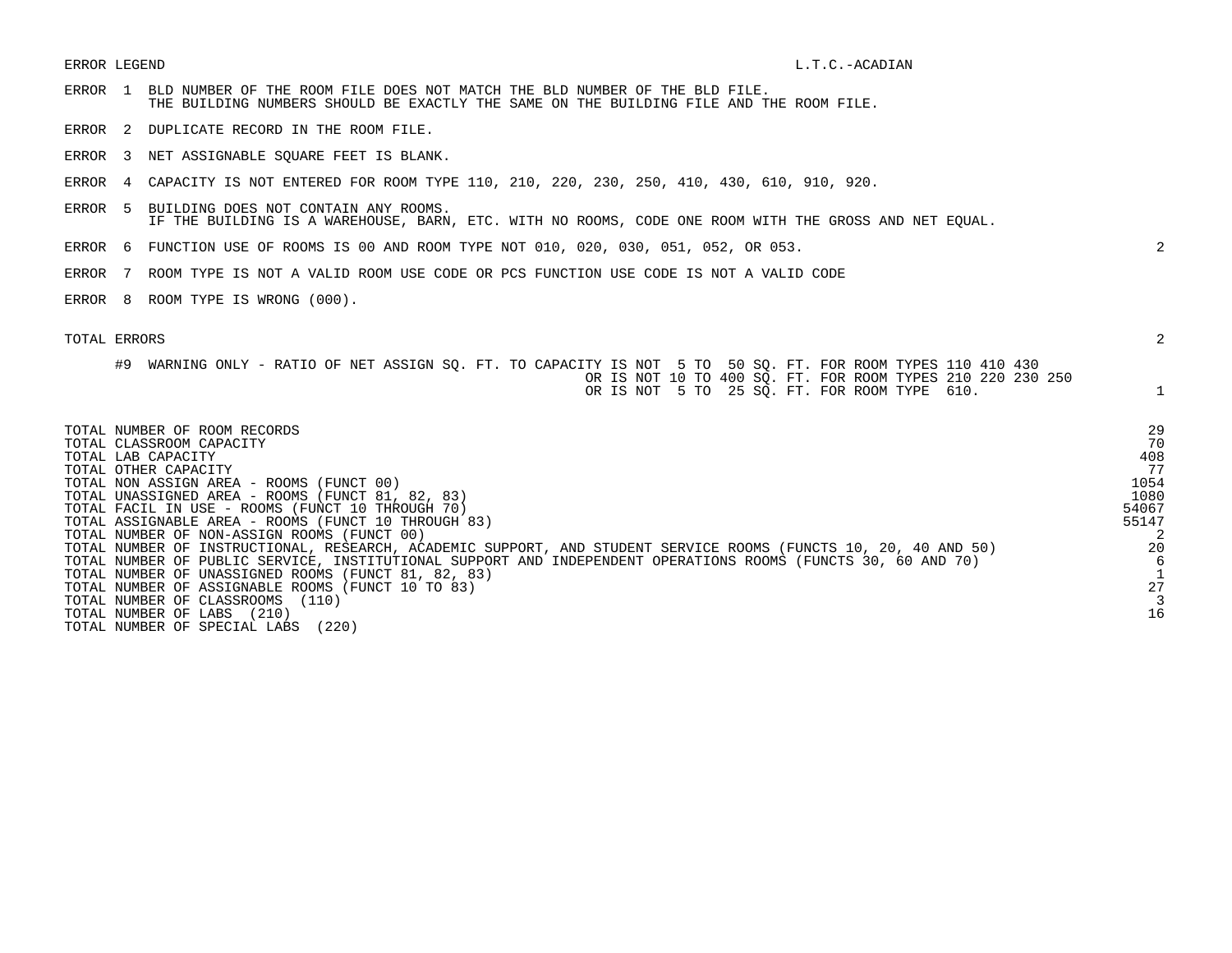ERROR LEGEND L.T.C.-ACADIAN

| | | |
|---|---|---|
| ERROR 1 | BLD NUMBER OF THE ROOM FILE DOES NOT MATCH THE BLD NUMBER OF THE BLD FILE. THE BUILDING NUMBERS SHOULD BE EXACTLY THE SAME ON THE BUILDING FILE AND THE ROOM FILE. | |
| ERROR 2 | DUPLICATE RECORD IN THE ROOM FILE. | |
| ERROR 3 | NET ASSIGNABLE SQUARE FEET IS BLANK. | |
| ERROR 4 | CAPACITY IS NOT ENTERED FOR ROOM TYPE 110, 210, 220, 230, 250, 410, 430, 610, 910, 920. | |
| ERROR 5 | BUILDING DOES NOT CONTAIN ANY ROOMS. IF THE BUILDING IS A WAREHOUSE, BARN, ETC. WITH NO ROOMS, CODE ONE ROOM WITH THE GROSS AND NET EQUAL. | |
| ERROR 6 | FUNCTION USE OF ROOMS IS 00 AND ROOM TYPE NOT 010, 020, 030, 051, 052, OR 053. | 2 |
| ERROR 7 | ROOM TYPE IS NOT A VALID ROOM USE CODE OR PCS FUNCTION USE CODE IS NOT A VALID CODE | |
| ERROR 8 | ROOM TYPE IS WRONG (000). | |
| TOTAL ERRORS | | 2 |
| #9 | WARNING ONLY - RATIO OF NET ASSIGN SQ. FT. TO CAPACITY IS NOT 5 TO 50 SQ. FT. FOR ROOM TYPES 110 410 430 OR IS NOT 10 TO 400 SQ. FT. FOR ROOM TYPES 210 220 230 250 OR IS NOT 5 TO 25 SQ. FT. FOR ROOM TYPE 610. | 1 |

| | |
|---|---|
| TOTAL NUMBER OF ROOM RECORDS | 29 |
| TOTAL CLASSROOM CAPACITY | 70 |
| TOTAL LAB CAPACITY | 408 |
| TOTAL OTHER CAPACITY | 77 |
| TOTAL NON ASSIGN AREA - ROOMS (FUNCT 00) | 1054 |
| TOTAL UNASSIGNED AREA - ROOMS (FUNCT 81, 82, 83) | 1080 |
| TOTAL FACIL IN USE - ROOMS (FUNCT 10 THROUGH 70) | 54067 |
| TOTAL ASSIGNABLE AREA - ROOMS (FUNCT 10 THROUGH 83) | 55147 |
| TOTAL NUMBER OF NON-ASSIGN ROOMS (FUNCT 00) | 2 |
| TOTAL NUMBER OF INSTRUCTIONAL, RESEARCH, ACADEMIC SUPPORT, AND STUDENT SERVICE ROOMS (FUNCTS 10, 20, 40 AND 50) | 20 |
| TOTAL NUMBER OF PUBLIC SERVICE, INSTITUTIONAL SUPPORT AND INDEPENDENT OPERATIONS ROOMS (FUNCTS 30, 60 AND 70) | 6 |
| TOTAL NUMBER OF UNASSIGNED ROOMS (FUNCT 81, 82, 83) | 1 |
| TOTAL NUMBER OF ASSIGNABLE ROOMS (FUNCT 10 TO 83) | 27 |
| TOTAL NUMBER OF CLASSROOMS (110) | 3 |
| TOTAL NUMBER OF LABS (210) | 16 |
| TOTAL NUMBER OF SPECIAL LABS (220) | |